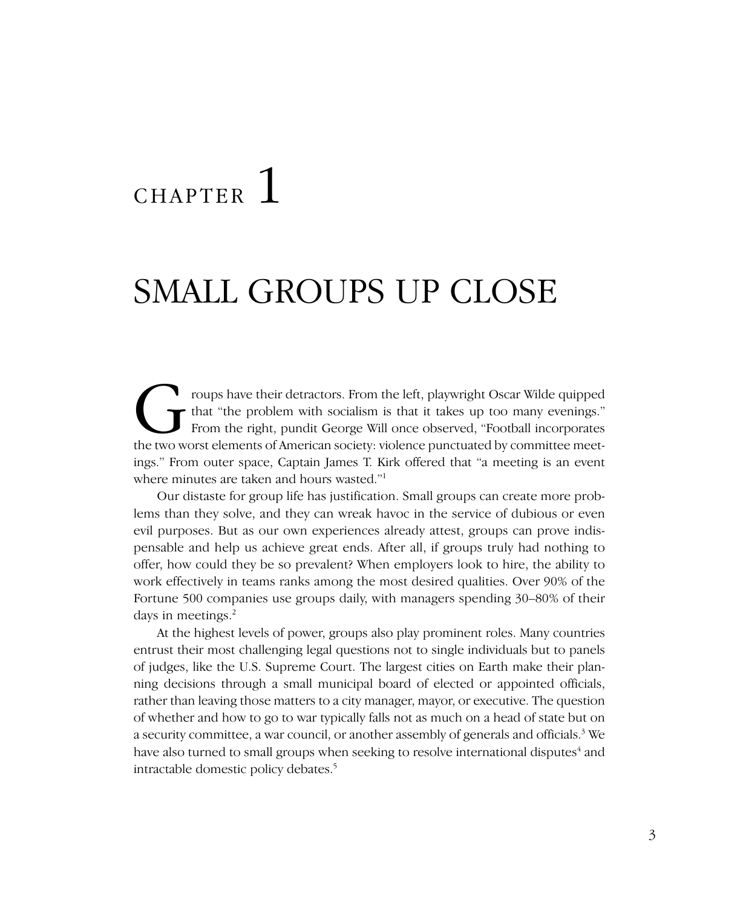# CHAPTER 1

# SMALL GROUPS UP CLOSE

Groups have their detractors. From the left, playwright Oscar Wilde quipped that "the problem with socialism is that it takes up too many evenings." From the right, pundit George Will once observed, "Football incorporates the two worst elements of American society: violence punctuated by committee meetings." From outer space, Captain James T. Kirk offered that "a meeting is an event where minutes are taken and hours wasted."[1]

Our distaste for group life has justification. Small groups can create more problems than they solve, and they can wreak havoc in the service of dubious or even evil purposes. But as our own experiences already attest, groups can prove indispensable and help us achieve great ends. After all, if groups truly had nothing to offer, how could they be so prevalent? When employers look to hire, the ability to work effectively in teams ranks among the most desired qualities. Over 90% of the Fortune 500 companies use groups daily, with managers spending 30–80% of their days in meetings.[2]

At the highest levels of power, groups also play prominent roles. Many countries entrust their most challenging legal questions not to single individuals but to panels of judges, like the U.S. Supreme Court. The largest cities on Earth make their planning decisions through a small municipal board of elected or appointed officials, rather than leaving those matters to a city manager, mayor, or executive. The question of whether and how to go to war typically falls not as much on a head of state but on a security committee, a war council, or another assembly of generals and officials.[3] We have also turned to small groups when seeking to resolve international disputes[4] and intractable domestic policy debates.[5]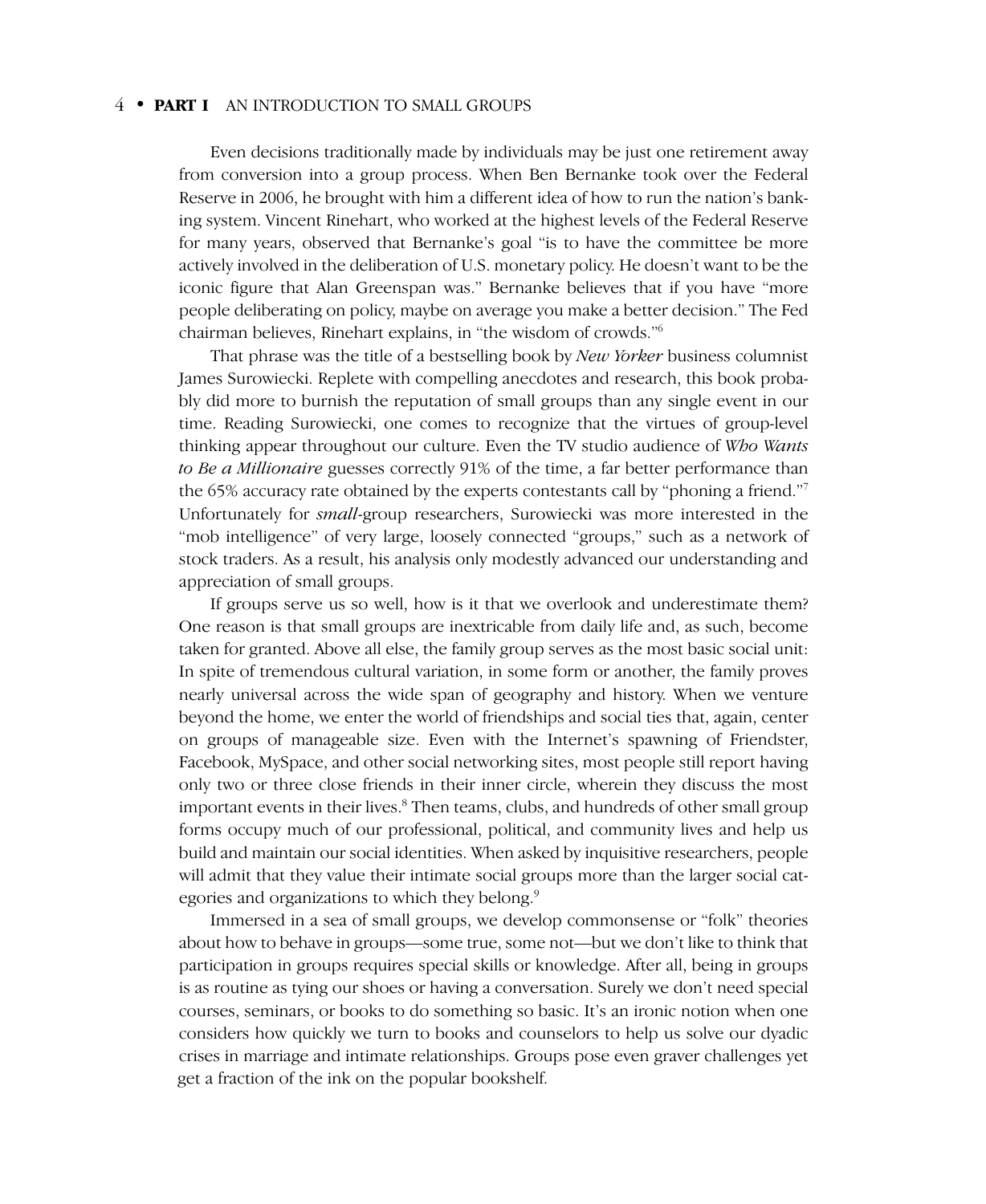Even decisions traditionally made by individuals may be just one retirement away from conversion into a group process. When Ben Bernanke took over the Federal Reserve in 2006, he brought with him a different idea of how to run the nation's banking system. Vincent Rinehart, who worked at the highest levels of the Federal Reserve for many years, observed that Bernanke's goal "is to have the committee be more actively involved in the deliberation of U.S. monetary policy. He doesn't want to be the iconic figure that Alan Greenspan was." Bernanke believes that if you have "more people deliberating on policy, maybe on average you make a better decision." The Fed chairman believes, Rinehart explains, in "the wisdom of crowds."[6]

That phrase was the title of a bestselling book by *New Yorker* business columnist James Surowiecki. Replete with compelling anecdotes and research, this book probably did more to burnish the reputation of small groups than any single event in our time. Reading Surowiecki, one comes to recognize that the virtues of group-level thinking appear throughout our culture. Even the TV studio audience of *Who Wants to Be a Millionaire* guesses correctly 91% of the time, a far better performance than the 65% accuracy rate obtained by the experts contestants call by "phoning a friend."[7] Unfortunately for *small*-group researchers, Surowiecki was more interested in the "mob intelligence" of very large, loosely connected "groups," such as a network of stock traders. As a result, his analysis only modestly advanced our understanding and appreciation of small groups.

If groups serve us so well, how is it that we overlook and underestimate them? One reason is that small groups are inextricable from daily life and, as such, become taken for granted. Above all else, the family group serves as the most basic social unit: In spite of tremendous cultural variation, in some form or another, the family proves nearly universal across the wide span of geography and history. When we venture beyond the home, we enter the world of friendships and social ties that, again, center on groups of manageable size. Even with the Internet's spawning of Friendster, Facebook, MySpace, and other social networking sites, most people still report having only two or three close friends in their inner circle, wherein they discuss the most important events in their lives.[8] Then teams, clubs, and hundreds of other small group forms occupy much of our professional, political, and community lives and help us build and maintain our social identities. When asked by inquisitive researchers, people will admit that they value their intimate social groups more than the larger social categories and organizations to which they belong.[9]

Immersed in a sea of small groups, we develop commonsense or "folk" theories about how to behave in groups—some true, some not—but we don't like to think that participation in groups requires special skills or knowledge. After all, being in groups is as routine as tying our shoes or having a conversation. Surely we don't need special courses, seminars, or books to do something so basic. It's an ironic notion when one considers how quickly we turn to books and counselors to help us solve our dyadic crises in marriage and intimate relationships. Groups pose even graver challenges yet get a fraction of the ink on the popular bookshelf.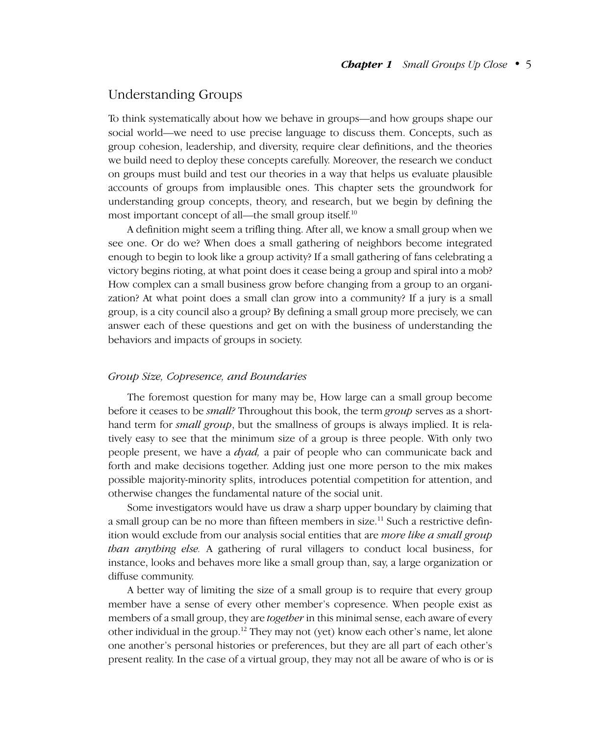## Understanding Groups

To think systematically about how we behave in groups—and how groups shape our social world—we need to use precise language to discuss them. Concepts, such as group cohesion, leadership, and diversity, require clear definitions, and the theories we build need to deploy these concepts carefully. Moreover, the research we conduct on groups must build and test our theories in a way that helps us evaluate plausible accounts of groups from implausible ones. This chapter sets the groundwork for understanding group concepts, theory, and research, but we begin by defining the most important concept of all—the small group itself.[10]

A definition might seem a trifling thing. After all, we know a small group when we see one. Or do we? When does a small gathering of neighbors become integrated enough to begin to look like a group activity? If a small gathering of fans celebrating a victory begins rioting, at what point does it cease being a group and spiral into a mob? How complex can a small business grow before changing from a group to an organization? At what point does a small clan grow into a community? If a jury is a small group, is a city council also a group? By defining a small group more precisely, we can answer each of these questions and get on with the business of understanding the behaviors and impacts of groups in society.

### *Group Size, Copresence, and Boundaries*

The foremost question for many may be, How large can a small group become before it ceases to be *small?* Throughout this book, the term *group* serves as a shorthand term for *small group*, but the smallness of groups is always implied. It is relatively easy to see that the minimum size of a group is three people. With only two people present, we have a *dyad,* a pair of people who can communicate back and forth and make decisions together. Adding just one more person to the mix makes possible majority-minority splits, introduces potential competition for attention, and otherwise changes the fundamental nature of the social unit.

Some investigators would have us draw a sharp upper boundary by claiming that a small group can be no more than fifteen members in size.[11] Such a restrictive definition would exclude from our analysis social entities that are *more like a small group than anything else.* A gathering of rural villagers to conduct local business, for instance, looks and behaves more like a small group than, say, a large organization or diffuse community.

A better way of limiting the size of a small group is to require that every group member have a sense of every other member's copresence. When people exist as members of a small group, they are *together* in this minimal sense, each aware of every other individual in the group.[12] They may not (yet) know each other's name, let alone one another's personal histories or preferences, but they are all part of each other's present reality. In the case of a virtual group, they may not all be aware of who is or is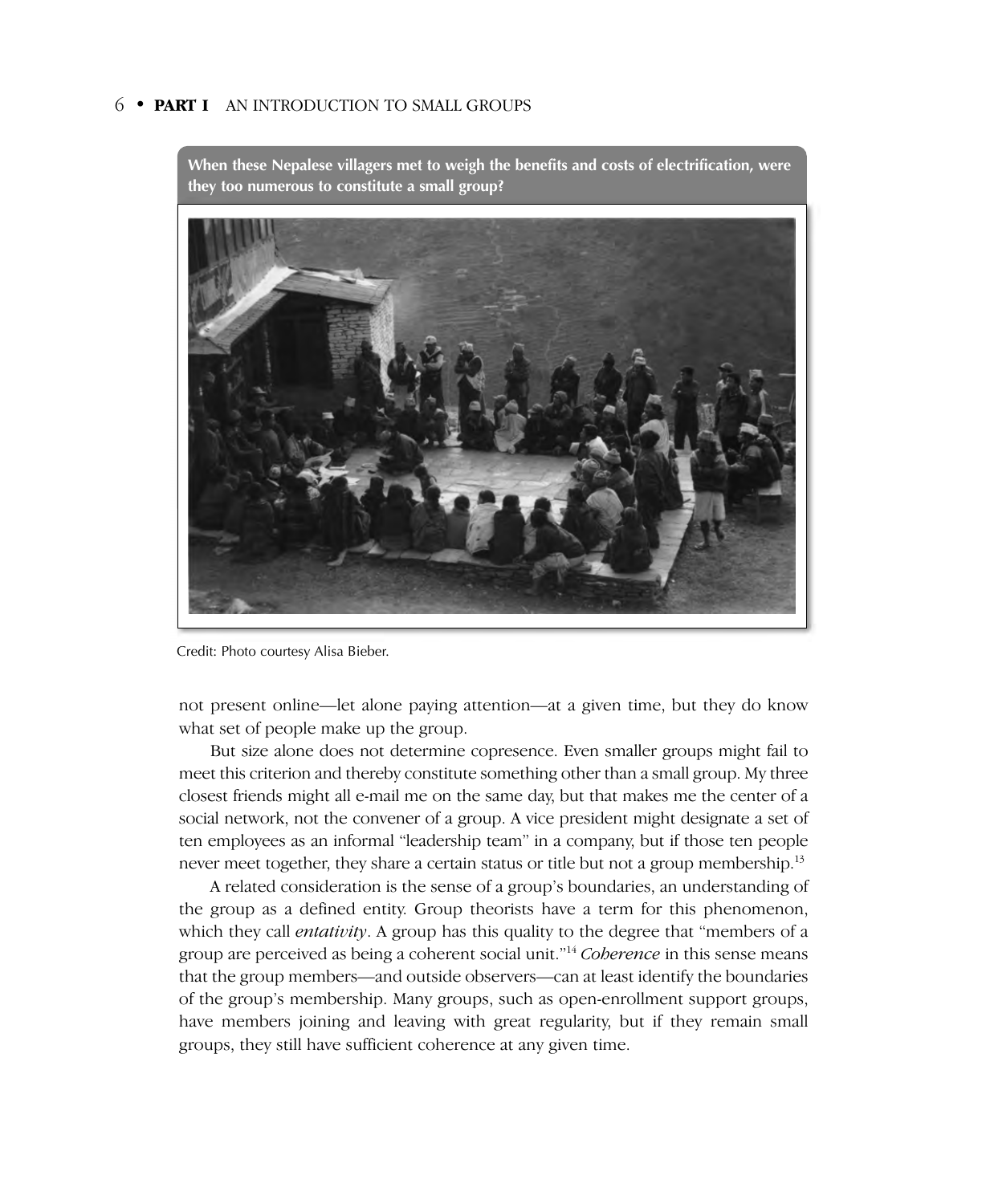When these Nepalese villagers met to weigh the benefits and costs of electrification, were they too numerous to constitute a small group?

Credit: Photo courtesy Alisa Bieber.

not present online—let alone paying attention—at a given time, but they do know what set of people make up the group.

But size alone does not determine copresence. Even smaller groups might fail to meet this criterion and thereby constitute something other than a small group. My three closest friends might all e-mail me on the same day, but that makes me the center of a social network, not the convener of a group. A vice president might designate a set of ten employees as an informal "leadership team" in a company, but if those ten people never meet together, they share a certain status or title but not a group membership.[13]

A related consideration is the sense of a group's boundaries, an understanding of the group as a defined entity. Group theorists have a term for this phenomenon, which they call *entativity*. A group has this quality to the degree that "members of a group are perceived as being a coherent social unit."[14] *Coherence* in this sense means that the group members—and outside observers—can at least identify the boundaries of the group's membership. Many groups, such as open-enrollment support groups, have members joining and leaving with great regularity, but if they remain small groups, they still have sufficient coherence at any given time.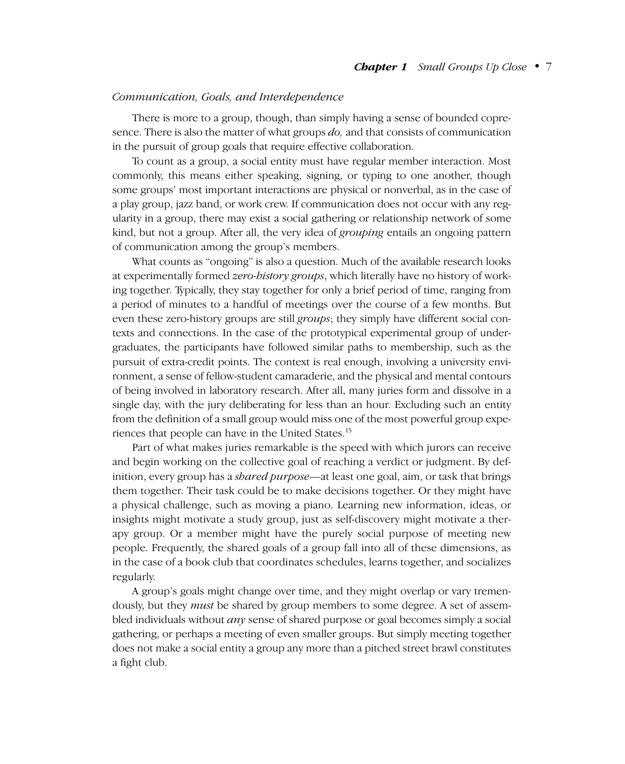### *Communication, Goals, and Interdependence*

There is more to a group, though, than simply having a sense of bounded copresence. There is also the matter of what groups *do,* and that consists of communication in the pursuit of group goals that require effective collaboration.

To count as a group, a social entity must have regular member interaction. Most commonly, this means either speaking, signing, or typing to one another, though some groups' most important interactions are physical or nonverbal, as in the case of a play group, jazz band, or work crew. If communication does not occur with any regularity in a group, there may exist a social gathering or relationship network of some kind, but not a group. After all, the very idea of *grouping* entails an ongoing pattern of communication among the group's members.

What counts as "ongoing" is also a question. Much of the available research looks at experimentally formed *zero-history groups*, which literally have no history of working together. Typically, they stay together for only a brief period of time, ranging from a period of minutes to a handful of meetings over the course of a few months. But even these zero-history groups are still *groups*; they simply have different social contexts and connections. In the case of the prototypical experimental group of undergraduates, the participants have followed similar paths to membership, such as the pursuit of extra-credit points. The context is real enough, involving a university environment, a sense of fellow-student camaraderie, and the physical and mental contours of being involved in laboratory research. After all, many juries form and dissolve in a single day, with the jury deliberating for less than an hour. Excluding such an entity from the definition of a small group would miss one of the most powerful group experiences that people can have in the United States.[15]

Part of what makes juries remarkable is the speed with which jurors can receive and begin working on the collective goal of reaching a verdict or judgment. By definition, every group has a *shared purpose*—at least one goal, aim, or task that brings them together. Their task could be to make decisions together. Or they might have a physical challenge, such as moving a piano. Learning new information, ideas, or insights might motivate a study group, just as self-discovery might motivate a therapy group. Or a member might have the purely social purpose of meeting new people. Frequently, the shared goals of a group fall into all of these dimensions, as in the case of a book club that coordinates schedules, learns together, and socializes regularly.

A group's goals might change over time, and they might overlap or vary tremendously, but they *must* be shared by group members to some degree. A set of assembled individuals without *any* sense of shared purpose or goal becomes simply a social gathering, or perhaps a meeting of even smaller groups. But simply meeting together does not make a social entity a group any more than a pitched street brawl constitutes a fight club.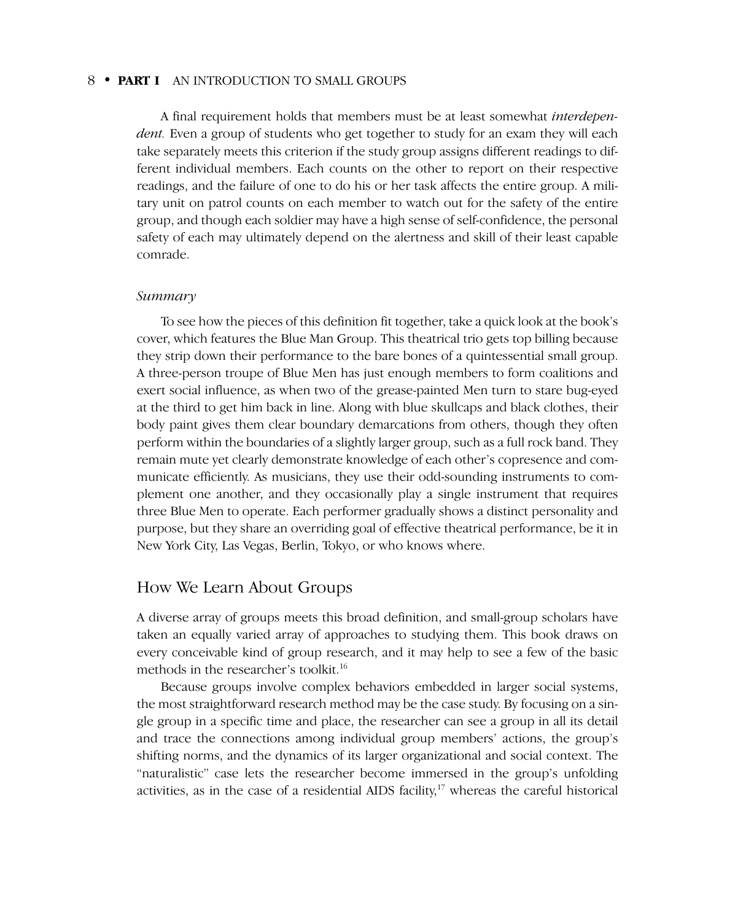A final requirement holds that members must be at least somewhat *interdependent.* Even a group of students who get together to study for an exam they will each take separately meets this criterion if the study group assigns different readings to different individual members. Each counts on the other to report on their respective readings, and the failure of one to do his or her task affects the entire group. A military unit on patrol counts on each member to watch out for the safety of the entire group, and though each soldier may have a high sense of self-confidence, the personal safety of each may ultimately depend on the alertness and skill of their least capable comrade.

### *Summary*

To see how the pieces of this definition fit together, take a quick look at the book's cover, which features the Blue Man Group. This theatrical trio gets top billing because they strip down their performance to the bare bones of a quintessential small group. A three-person troupe of Blue Men has just enough members to form coalitions and exert social influence, as when two of the grease-painted Men turn to stare bug-eyed at the third to get him back in line. Along with blue skullcaps and black clothes, their body paint gives them clear boundary demarcations from others, though they often perform within the boundaries of a slightly larger group, such as a full rock band. They remain mute yet clearly demonstrate knowledge of each other's copresence and communicate efficiently. As musicians, they use their odd-sounding instruments to complement one another, and they occasionally play a single instrument that requires three Blue Men to operate. Each performer gradually shows a distinct personality and purpose, but they share an overriding goal of effective theatrical performance, be it in New York City, Las Vegas, Berlin, Tokyo, or who knows where.

## How We Learn About Groups

A diverse array of groups meets this broad definition, and small-group scholars have taken an equally varied array of approaches to studying them. This book draws on every conceivable kind of group research, and it may help to see a few of the basic methods in the researcher's toolkit.[16]

Because groups involve complex behaviors embedded in larger social systems, the most straightforward research method may be the case study. By focusing on a single group in a specific time and place, the researcher can see a group in all its detail and trace the connections among individual group members' actions, the group's shifting norms, and the dynamics of its larger organizational and social context. The "naturalistic" case lets the researcher become immersed in the group's unfolding activities, as in the case of a residential AIDS facility,[17] whereas the careful historical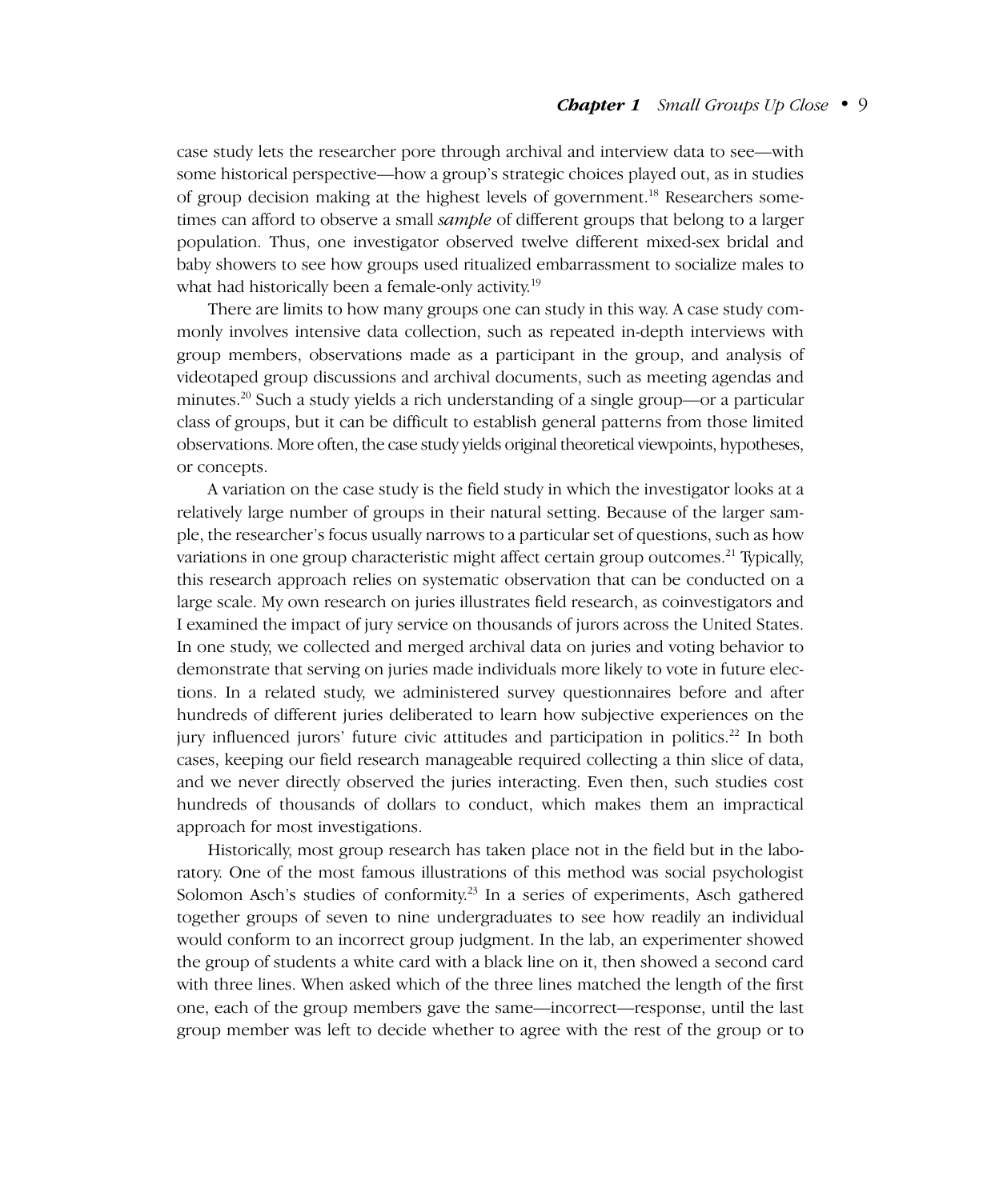case study lets the researcher pore through archival and interview data to see—with some historical perspective—how a group's strategic choices played out, as in studies of group decision making at the highest levels of government.[18] Researchers sometimes can afford to observe a small *sample* of different groups that belong to a larger population. Thus, one investigator observed twelve different mixed-sex bridal and baby showers to see how groups used ritualized embarrassment to socialize males to what had historically been a female-only activity.[19]

There are limits to how many groups one can study in this way. A case study commonly involves intensive data collection, such as repeated in-depth interviews with group members, observations made as a participant in the group, and analysis of videotaped group discussions and archival documents, such as meeting agendas and minutes.[20] Such a study yields a rich understanding of a single group—or a particular class of groups, but it can be difficult to establish general patterns from those limited observations. More often, the case study yields original theoretical viewpoints, hypotheses, or concepts.

A variation on the case study is the field study in which the investigator looks at a relatively large number of groups in their natural setting. Because of the larger sample, the researcher's focus usually narrows to a particular set of questions, such as how variations in one group characteristic might affect certain group outcomes.[21] Typically, this research approach relies on systematic observation that can be conducted on a large scale. My own research on juries illustrates field research, as coinvestigators and I examined the impact of jury service on thousands of jurors across the United States. In one study, we collected and merged archival data on juries and voting behavior to demonstrate that serving on juries made individuals more likely to vote in future elections. In a related study, we administered survey questionnaires before and after hundreds of different juries deliberated to learn how subjective experiences on the jury influenced jurors' future civic attitudes and participation in politics.[22] In both cases, keeping our field research manageable required collecting a thin slice of data, and we never directly observed the juries interacting. Even then, such studies cost hundreds of thousands of dollars to conduct, which makes them an impractical approach for most investigations.

Historically, most group research has taken place not in the field but in the laboratory. One of the most famous illustrations of this method was social psychologist Solomon Asch's studies of conformity.[23] In a series of experiments, Asch gathered together groups of seven to nine undergraduates to see how readily an individual would conform to an incorrect group judgment. In the lab, an experimenter showed the group of students a white card with a black line on it, then showed a second card with three lines. When asked which of the three lines matched the length of the first one, each of the group members gave the same—incorrect—response, until the last group member was left to decide whether to agree with the rest of the group or to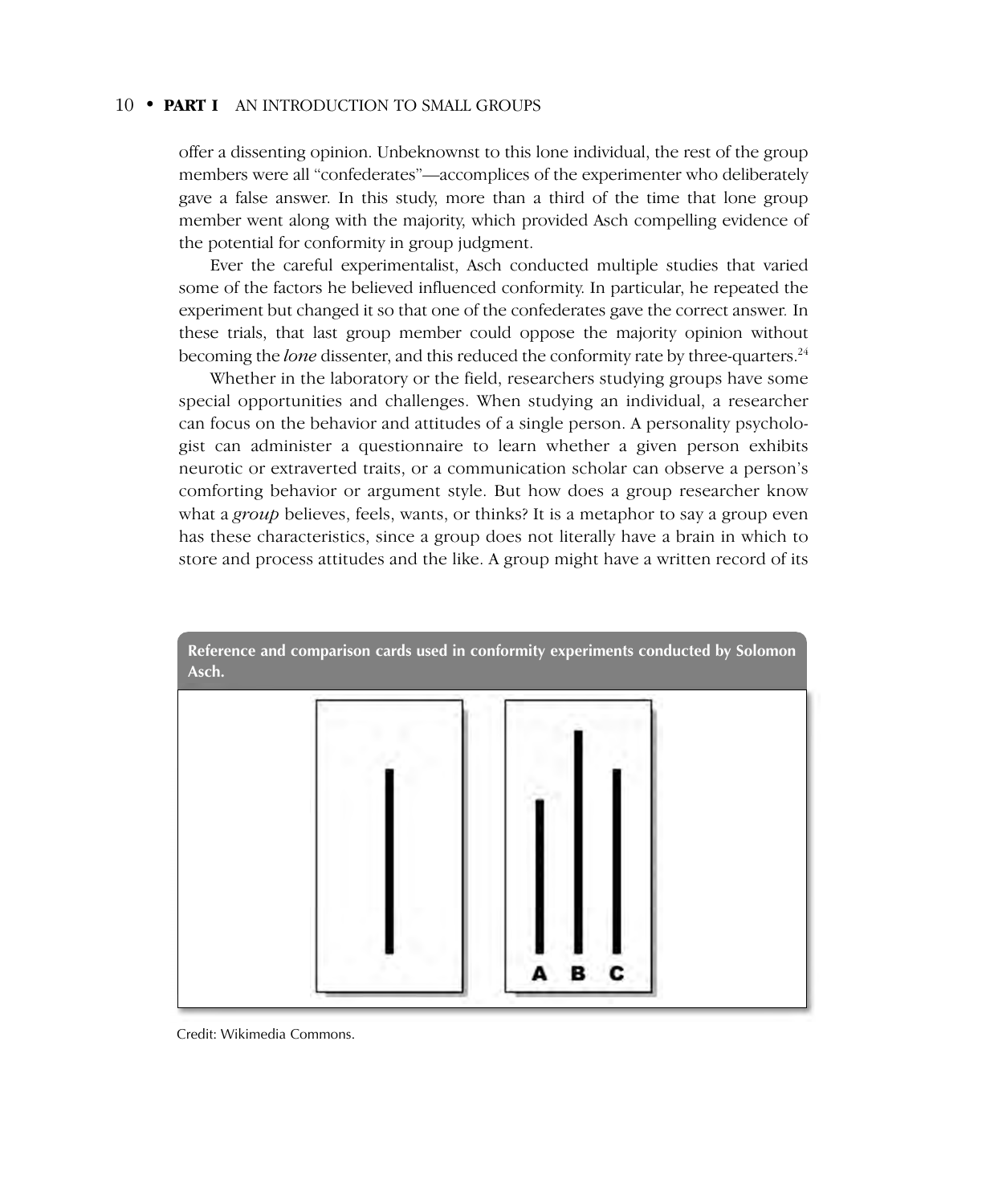offer a dissenting opinion. Unbeknownst to this lone individual, the rest of the group members were all "confederates"—accomplices of the experimenter who deliberately gave a false answer. In this study, more than a third of the time that lone group member went along with the majority, which provided Asch compelling evidence of the potential for conformity in group judgment.

Ever the careful experimentalist, Asch conducted multiple studies that varied some of the factors he believed influenced conformity. In particular, he repeated the experiment but changed it so that one of the confederates gave the correct answer. In these trials, that last group member could oppose the majority opinion without becoming the *lone* dissenter, and this reduced the conformity rate by three-quarters.[24]

Whether in the laboratory or the field, researchers studying groups have some special opportunities and challenges. When studying an individual, a researcher can focus on the behavior and attitudes of a single person. A personality psychologist can administer a questionnaire to learn whether a given person exhibits neurotic or extraverted traits, or a communication scholar can observe a person's comforting behavior or argument style. But how does a group researcher know what a *group* believes, feels, wants, or thinks? It is a metaphor to say a group even has these characteristics, since a group does not literally have a brain in which to store and process attitudes and the like. A group might have a written record of its

**Reference and comparison cards used in conformity experiments conducted by Solomon Asch.**

A B C

Credit: Wikimedia Commons.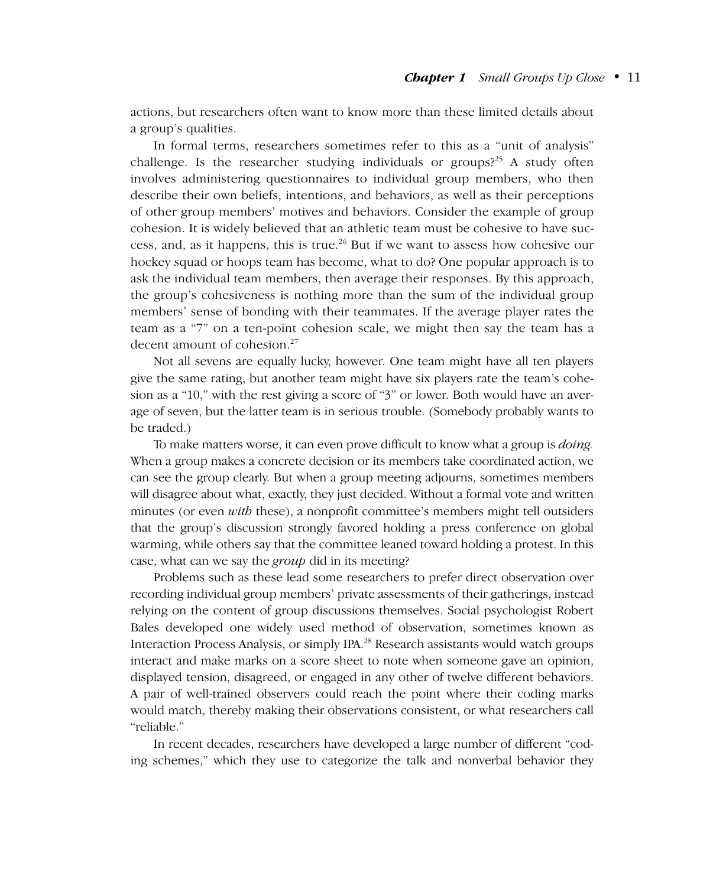actions, but researchers often want to know more than these limited details about a group's qualities.

In formal terms, researchers sometimes refer to this as a "unit of analysis" challenge. Is the researcher studying individuals or groups?[25] A study often involves administering questionnaires to individual group members, who then describe their own beliefs, intentions, and behaviors, as well as their perceptions of other group members' motives and behaviors. Consider the example of group cohesion. It is widely believed that an athletic team must be cohesive to have success, and, as it happens, this is true.[26] But if we want to assess how cohesive our hockey squad or hoops team has become, what to do? One popular approach is to ask the individual team members, then average their responses. By this approach, the group's cohesiveness is nothing more than the sum of the individual group members' sense of bonding with their teammates. If the average player rates the team as a "7" on a ten-point cohesion scale, we might then say the team has a decent amount of cohesion.[27]

Not all sevens are equally lucky, however. One team might have all ten players give the same rating, but another team might have six players rate the team's cohesion as a "10," with the rest giving a score of "3" or lower. Both would have an average of seven, but the latter team is in serious trouble. (Somebody probably wants to be traded.)

To make matters worse, it can even prove difficult to know what a group is *doing.* When a group makes a concrete decision or its members take coordinated action, we can see the group clearly. But when a group meeting adjourns, sometimes members will disagree about what, exactly, they just decided. Without a formal vote and written minutes (or even *with* these), a nonprofit committee's members might tell outsiders that the group's discussion strongly favored holding a press conference on global warming, while others say that the committee leaned toward holding a protest. In this case, what can we say the *group* did in its meeting?

Problems such as these lead some researchers to prefer direct observation over recording individual group members' private assessments of their gatherings, instead relying on the content of group discussions themselves. Social psychologist Robert Bales developed one widely used method of observation, sometimes known as Interaction Process Analysis, or simply IPA.[28] Research assistants would watch groups interact and make marks on a score sheet to note when someone gave an opinion, displayed tension, disagreed, or engaged in any other of twelve different behaviors. A pair of well-trained observers could reach the point where their coding marks would match, thereby making their observations consistent, or what researchers call "reliable."

In recent decades, researchers have developed a large number of different "coding schemes," which they use to categorize the talk and nonverbal behavior they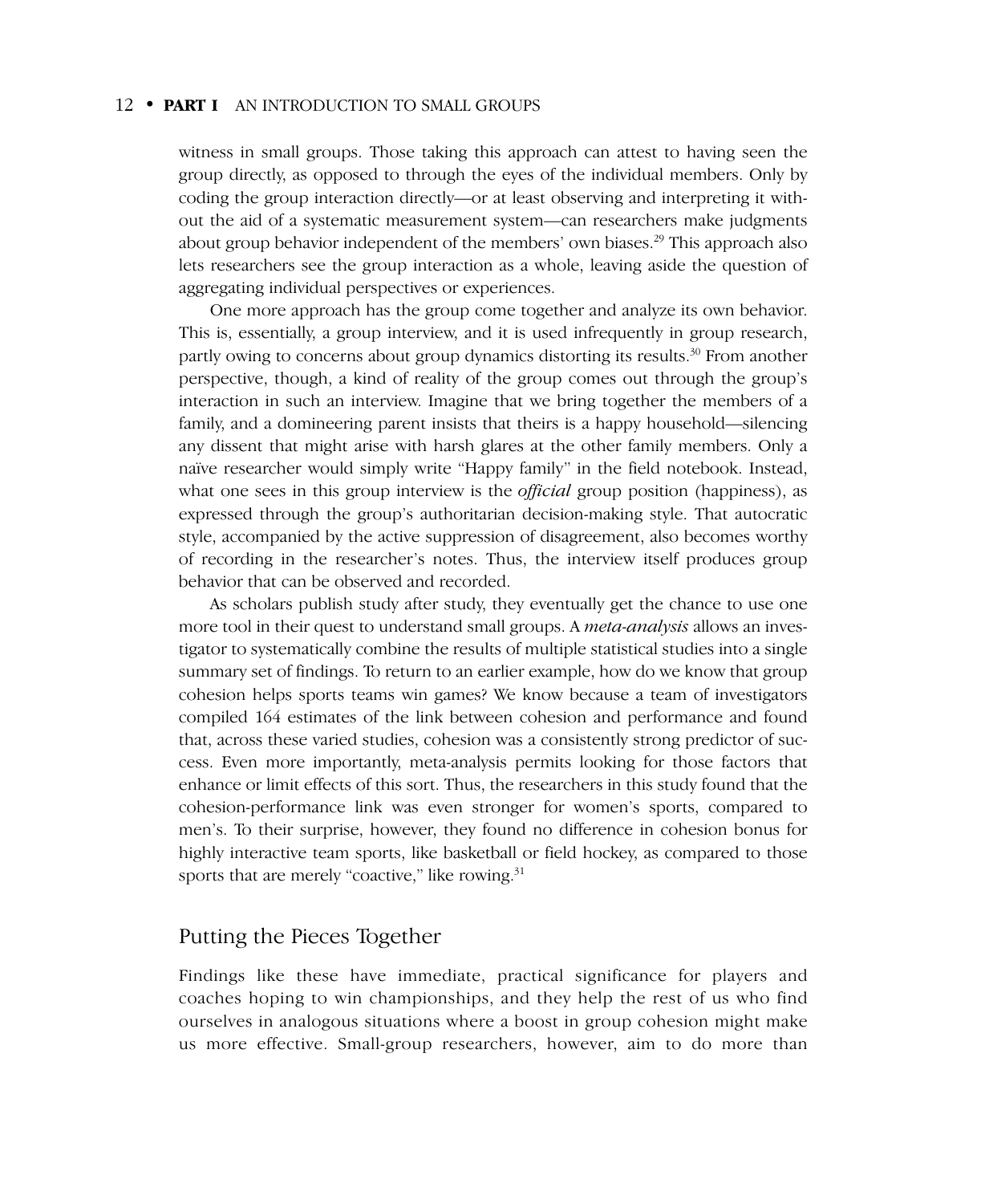witness in small groups. Those taking this approach can attest to having seen the group directly, as opposed to through the eyes of the individual members. Only by coding the group interaction directly—or at least observing and interpreting it without the aid of a systematic measurement system—can researchers make judgments about group behavior independent of the members' own biases.[29] This approach also lets researchers see the group interaction as a whole, leaving aside the question of aggregating individual perspectives or experiences.

One more approach has the group come together and analyze its own behavior. This is, essentially, a group interview, and it is used infrequently in group research, partly owing to concerns about group dynamics distorting its results.[30] From another perspective, though, a kind of reality of the group comes out through the group's interaction in such an interview. Imagine that we bring together the members of a family, and a domineering parent insists that theirs is a happy household—silencing any dissent that might arise with harsh glares at the other family members. Only a naïve researcher would simply write "Happy family" in the field notebook. Instead, what one sees in this group interview is the *official* group position (happiness), as expressed through the group's authoritarian decision-making style. That autocratic style, accompanied by the active suppression of disagreement, also becomes worthy of recording in the researcher's notes. Thus, the interview itself produces group behavior that can be observed and recorded.

As scholars publish study after study, they eventually get the chance to use one more tool in their quest to understand small groups. A *meta-analysis* allows an investigator to systematically combine the results of multiple statistical studies into a single summary set of findings. To return to an earlier example, how do we know that group cohesion helps sports teams win games? We know because a team of investigators compiled 164 estimates of the link between cohesion and performance and found that, across these varied studies, cohesion was a consistently strong predictor of success. Even more importantly, meta-analysis permits looking for those factors that enhance or limit effects of this sort. Thus, the researchers in this study found that the cohesion-performance link was even stronger for women's sports, compared to men's. To their surprise, however, they found no difference in cohesion bonus for highly interactive team sports, like basketball or field hockey, as compared to those sports that are merely "coactive," like rowing.[31]

## Putting the Pieces Together

Findings like these have immediate, practical significance for players and coaches hoping to win championships, and they help the rest of us who find ourselves in analogous situations where a boost in group cohesion might make us more effective. Small-group researchers, however, aim to do more than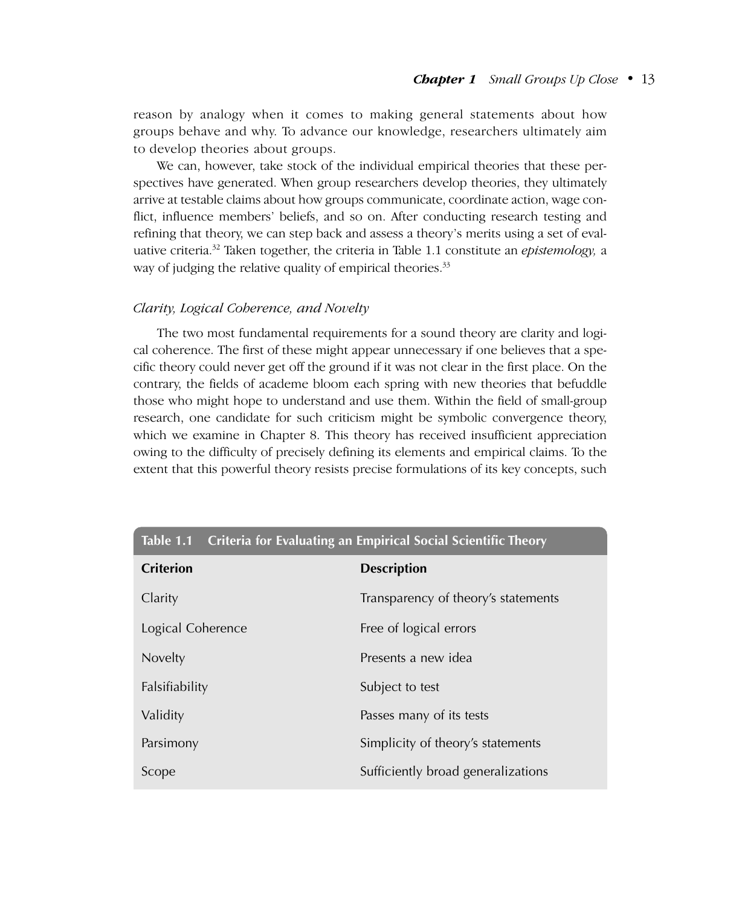reason by analogy when it comes to making general statements about how groups behave and why. To advance our knowledge, researchers ultimately aim to develop theories about groups.

We can, however, take stock of the individual empirical theories that these perspectives have generated. When group researchers develop theories, they ultimately arrive at testable claims about how groups communicate, coordinate action, wage conflict, influence members' beliefs, and so on. After conducting research testing and refining that theory, we can step back and assess a theory's merits using a set of evaluative criteria.[32] Taken together, the criteria in Table 1.1 constitute an *epistemology,* a way of judging the relative quality of empirical theories.[33]

### *Clarity, Logical Coherence, and Novelty*

The two most fundamental requirements for a sound theory are clarity and logical coherence. The first of these might appear unnecessary if one believes that a specific theory could never get off the ground if it was not clear in the first place. On the contrary, the fields of academe bloom each spring with new theories that befuddle those who might hope to understand and use them. Within the field of small-group research, one candidate for such criticism might be symbolic convergence theory, which we examine in Chapter 8. This theory has received insufficient appreciation owing to the difficulty of precisely defining its elements and empirical claims. To the extent that this powerful theory resists precise formulations of its key concepts, such

**Table 1.1 Criteria for Evaluating an Empirical Social Scientific Theory**

| Criterion | Description |
|---|---|
| Clarity | Transparency of theory's statements |
| Logical Coherence | Free of logical errors |
| Novelty | Presents a new idea |
| Falsifiability | Subject to test |
| Validity | Passes many of its tests |
| Parsimony | Simplicity of theory's statements |
| Scope | Sufficiently broad generalizations |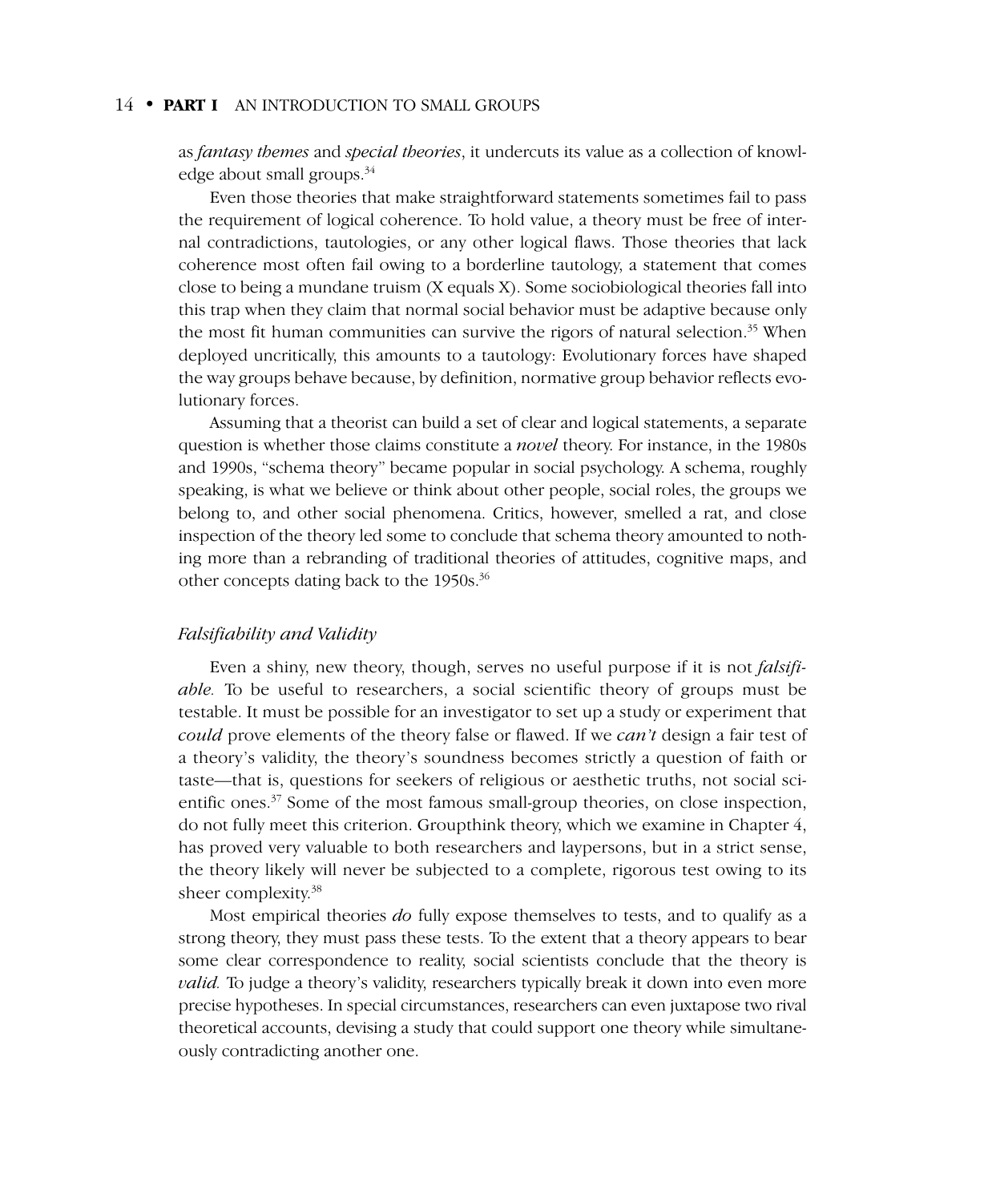as *fantasy themes* and *special theories*, it undercuts its value as a collection of knowledge about small groups.[34]

Even those theories that make straightforward statements sometimes fail to pass the requirement of logical coherence. To hold value, a theory must be free of internal contradictions, tautologies, or any other logical flaws. Those theories that lack coherence most often fail owing to a borderline tautology, a statement that comes close to being a mundane truism (X equals X). Some sociobiological theories fall into this trap when they claim that normal social behavior must be adaptive because only the most fit human communities can survive the rigors of natural selection.[35] When deployed uncritically, this amounts to a tautology: Evolutionary forces have shaped the way groups behave because, by definition, normative group behavior reflects evolutionary forces.

Assuming that a theorist can build a set of clear and logical statements, a separate question is whether those claims constitute a *novel* theory. For instance, in the 1980s and 1990s, "schema theory" became popular in social psychology. A schema, roughly speaking, is what we believe or think about other people, social roles, the groups we belong to, and other social phenomena. Critics, however, smelled a rat, and close inspection of the theory led some to conclude that schema theory amounted to nothing more than a rebranding of traditional theories of attitudes, cognitive maps, and other concepts dating back to the 1950s.[36]

### *Falsifiability and Validity*

Even a shiny, new theory, though, serves no useful purpose if it is not *falsifiable.* To be useful to researchers, a social scientific theory of groups must be testable. It must be possible for an investigator to set up a study or experiment that *could* prove elements of the theory false or flawed. If we *can't* design a fair test of a theory's validity, the theory's soundness becomes strictly a question of faith or taste—that is, questions for seekers of religious or aesthetic truths, not social scientific ones.[37] Some of the most famous small-group theories, on close inspection, do not fully meet this criterion. Groupthink theory, which we examine in Chapter 4, has proved very valuable to both researchers and laypersons, but in a strict sense, the theory likely will never be subjected to a complete, rigorous test owing to its sheer complexity.[38]

Most empirical theories *do* fully expose themselves to tests, and to qualify as a strong theory, they must pass these tests. To the extent that a theory appears to bear some clear correspondence to reality, social scientists conclude that the theory is *valid.* To judge a theory's validity, researchers typically break it down into even more precise hypotheses. In special circumstances, researchers can even juxtapose two rival theoretical accounts, devising a study that could support one theory while simultaneously contradicting another one.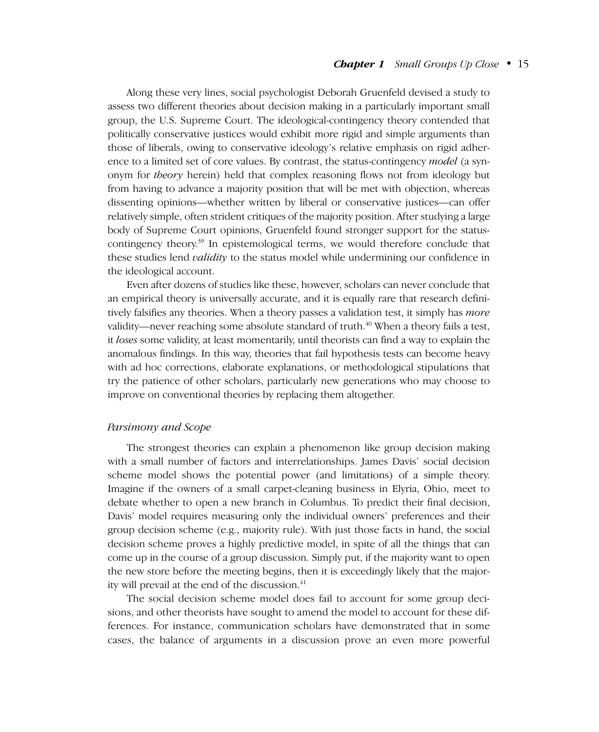Along these very lines, social psychologist Deborah Gruenfeld devised a study to assess two different theories about decision making in a particularly important small group, the U.S. Supreme Court. The ideological-contingency theory contended that politically conservative justices would exhibit more rigid and simple arguments than those of liberals, owing to conservative ideology's relative emphasis on rigid adherence to a limited set of core values. By contrast, the status-contingency *model* (a synonym for *theory* herein) held that complex reasoning flows not from ideology but from having to advance a majority position that will be met with objection, whereas dissenting opinions—whether written by liberal or conservative justices—can offer relatively simple, often strident critiques of the majority position. After studying a large body of Supreme Court opinions, Gruenfeld found stronger support for the status-contingency theory.[39] In epistemological terms, we would therefore conclude that these studies lend *validity* to the status model while undermining our confidence in the ideological account.

Even after dozens of studies like these, however, scholars can never conclude that an empirical theory is universally accurate, and it is equally rare that research definitively falsifies any theories. When a theory passes a validation test, it simply has *more* validity—never reaching some absolute standard of truth.[40] When a theory fails a test, it *loses* some validity, at least momentarily, until theorists can find a way to explain the anomalous findings. In this way, theories that fail hypothesis tests can become heavy with ad hoc corrections, elaborate explanations, or methodological stipulations that try the patience of other scholars, particularly new generations who may choose to improve on conventional theories by replacing them altogether.

### *Parsimony and Scope*

The strongest theories can explain a phenomenon like group decision making with a small number of factors and interrelationships. James Davis' social decision scheme model shows the potential power (and limitations) of a simple theory. Imagine if the owners of a small carpet-cleaning business in Elyria, Ohio, meet to debate whether to open a new branch in Columbus. To predict their final decision, Davis' model requires measuring only the individual owners' preferences and their group decision scheme (e.g., majority rule). With just those facts in hand, the social decision scheme proves a highly predictive model, in spite of all the things that can come up in the course of a group discussion. Simply put, if the majority want to open the new store before the meeting begins, then it is exceedingly likely that the majority will prevail at the end of the discussion.[41]

The social decision scheme model does fail to account for some group decisions, and other theorists have sought to amend the model to account for these differences. For instance, communication scholars have demonstrated that in some cases, the balance of arguments in a discussion prove an even more powerful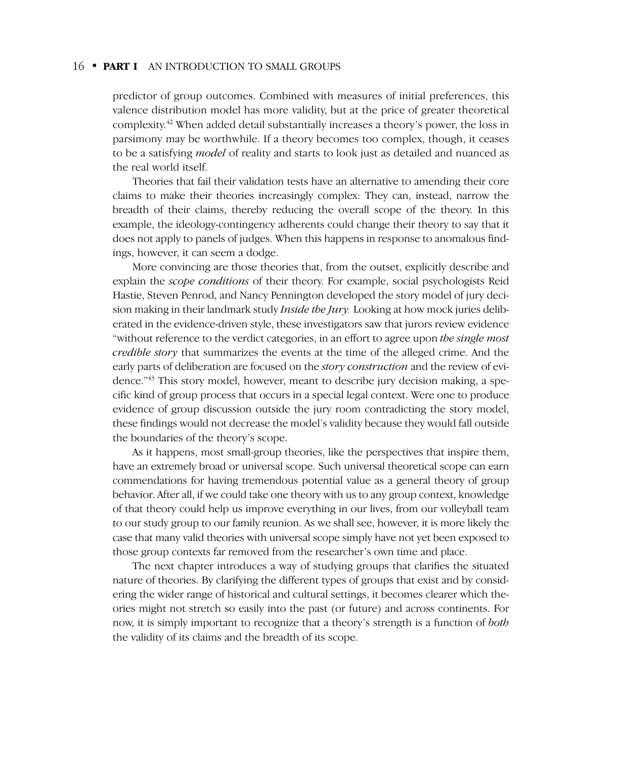predictor of group outcomes. Combined with measures of initial preferences, this valence distribution model has more validity, but at the price of greater theoretical complexity.[42] When added detail substantially increases a theory's power, the loss in parsimony may be worthwhile. If a theory becomes too complex, though, it ceases to be a satisfying *model* of reality and starts to look just as detailed and nuanced as the real world itself.

Theories that fail their validation tests have an alternative to amending their core claims to make their theories increasingly complex: They can, instead, narrow the breadth of their claims, thereby reducing the overall scope of the theory. In this example, the ideology-contingency adherents could change their theory to say that it does not apply to panels of judges. When this happens in response to anomalous findings, however, it can seem a dodge.

More convincing are those theories that, from the outset, explicitly describe and explain the *scope conditions* of their theory. For example, social psychologists Reid Hastie, Steven Penrod, and Nancy Pennington developed the story model of jury decision making in their landmark study *Inside the Jury.* Looking at how mock juries deliberated in the evidence-driven style, these investigators saw that jurors review evidence "without reference to the verdict categories, in an effort to agree upon *the single most credible story* that summarizes the events at the time of the alleged crime. And the early parts of deliberation are focused on the *story construction* and the review of evidence."[43] This story model, however, meant to describe jury decision making, a specific kind of group process that occurs in a special legal context. Were one to produce evidence of group discussion outside the jury room contradicting the story model, these findings would not decrease the model's validity because they would fall outside the boundaries of the theory's scope.

As it happens, most small-group theories, like the perspectives that inspire them, have an extremely broad or universal scope. Such universal theoretical scope can earn commendations for having tremendous potential value as a general theory of group behavior. After all, if we could take one theory with us to any group context, knowledge of that theory could help us improve everything in our lives, from our volleyball team to our study group to our family reunion. As we shall see, however, it is more likely the case that many valid theories with universal scope simply have not yet been exposed to those group contexts far removed from the researcher's own time and place.

The next chapter introduces a way of studying groups that clarifies the situated nature of theories. By clarifying the different types of groups that exist and by considering the wider range of historical and cultural settings, it becomes clearer which theories might not stretch so easily into the past (or future) and across continents. For now, it is simply important to recognize that a theory's strength is a function of *both* the validity of its claims and the breadth of its scope.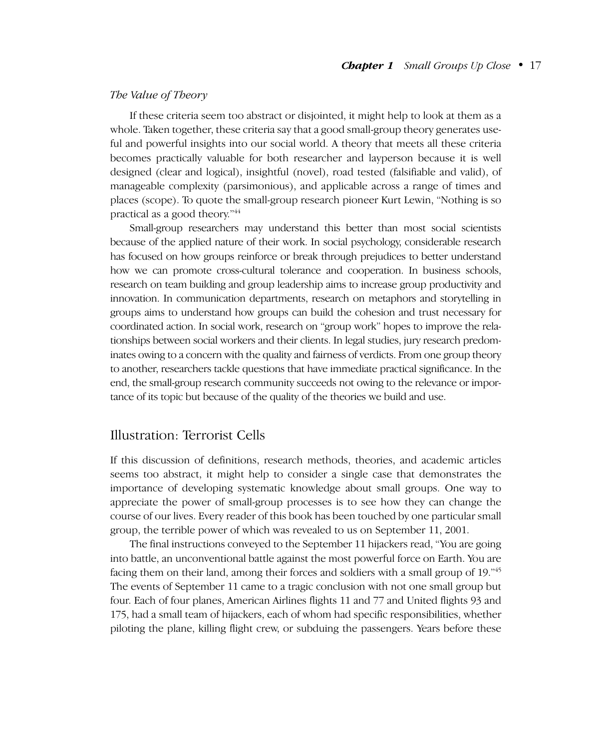*The Value of Theory*

If these criteria seem too abstract or disjointed, it might help to look at them as a whole. Taken together, these criteria say that a good small-group theory generates useful and powerful insights into our social world. A theory that meets all these criteria becomes practically valuable for both researcher and layperson because it is well designed (clear and logical), insightful (novel), road tested (falsifiable and valid), of manageable complexity (parsimonious), and applicable across a range of times and places (scope). To quote the small-group research pioneer Kurt Lewin, "Nothing is so practical as a good theory."[44]

Small-group researchers may understand this better than most social scientists because of the applied nature of their work. In social psychology, considerable research has focused on how groups reinforce or break through prejudices to better understand how we can promote cross-cultural tolerance and cooperation. In business schools, research on team building and group leadership aims to increase group productivity and innovation. In communication departments, research on metaphors and storytelling in groups aims to understand how groups can build the cohesion and trust necessary for coordinated action. In social work, research on "group work" hopes to improve the relationships between social workers and their clients. In legal studies, jury research predominates owing to a concern with the quality and fairness of verdicts. From one group theory to another, researchers tackle questions that have immediate practical significance. In the end, the small-group research community succeeds not owing to the relevance or importance of its topic but because of the quality of the theories we build and use.

## Illustration: Terrorist Cells

If this discussion of definitions, research methods, theories, and academic articles seems too abstract, it might help to consider a single case that demonstrates the importance of developing systematic knowledge about small groups. One way to appreciate the power of small-group processes is to see how they can change the course of our lives. Every reader of this book has been touched by one particular small group, the terrible power of which was revealed to us on September 11, 2001.

The final instructions conveyed to the September 11 hijackers read, "You are going into battle, an unconventional battle against the most powerful force on Earth. You are facing them on their land, among their forces and soldiers with a small group of 19."[45] The events of September 11 came to a tragic conclusion with not one small group but four. Each of four planes, American Airlines flights 11 and 77 and United flights 93 and 175, had a small team of hijackers, each of whom had specific responsibilities, whether piloting the plane, killing flight crew, or subduing the passengers. Years before these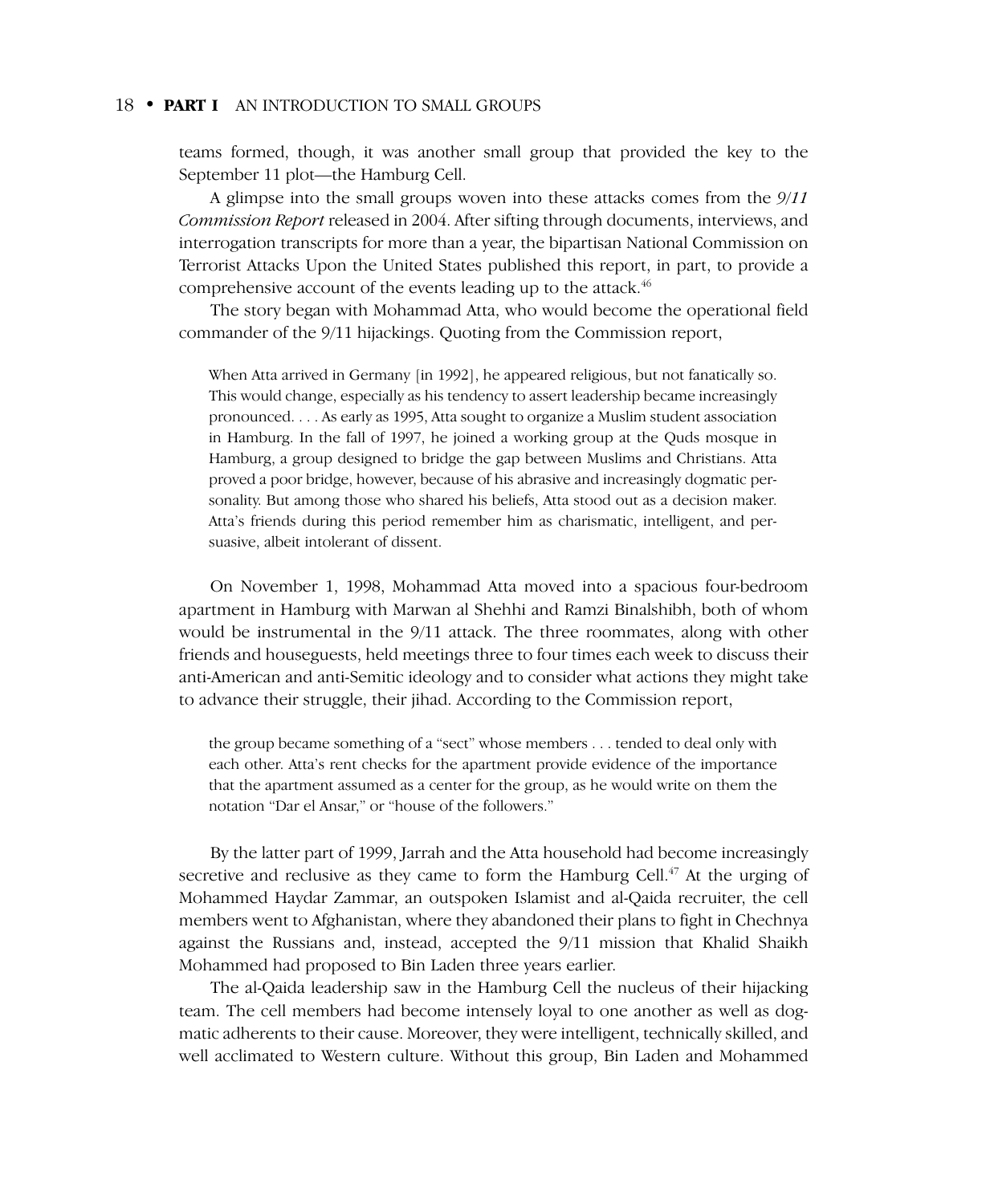teams formed, though, it was another small group that provided the key to the September 11 plot—the Hamburg Cell.

A glimpse into the small groups woven into these attacks comes from the *9/11 Commission Report* released in 2004. After sifting through documents, interviews, and interrogation transcripts for more than a year, the bipartisan National Commission on Terrorist Attacks Upon the United States published this report, in part, to provide a comprehensive account of the events leading up to the attack.[46]

The story began with Mohammad Atta, who would become the operational field commander of the 9/11 hijackings. Quoting from the Commission report,

> When Atta arrived in Germany [in 1992], he appeared religious, but not fanatically so. This would change, especially as his tendency to assert leadership became increasingly pronounced. . . . As early as 1995, Atta sought to organize a Muslim student association in Hamburg. In the fall of 1997, he joined a working group at the Quds mosque in Hamburg, a group designed to bridge the gap between Muslims and Christians. Atta proved a poor bridge, however, because of his abrasive and increasingly dogmatic personality. But among those who shared his beliefs, Atta stood out as a decision maker. Atta's friends during this period remember him as charismatic, intelligent, and persuasive, albeit intolerant of dissent.

On November 1, 1998, Mohammad Atta moved into a spacious four-bedroom apartment in Hamburg with Marwan al Shehhi and Ramzi Binalshibh, both of whom would be instrumental in the 9/11 attack. The three roommates, along with other friends and houseguests, held meetings three to four times each week to discuss their anti-American and anti-Semitic ideology and to consider what actions they might take to advance their struggle, their jihad. According to the Commission report,

> the group became something of a "sect" whose members . . . tended to deal only with each other. Atta's rent checks for the apartment provide evidence of the importance that the apartment assumed as a center for the group, as he would write on them the notation "Dar el Ansar," or "house of the followers."

By the latter part of 1999, Jarrah and the Atta household had become increasingly secretive and reclusive as they came to form the Hamburg Cell.[47] At the urging of Mohammed Haydar Zammar, an outspoken Islamist and al-Qaida recruiter, the cell members went to Afghanistan, where they abandoned their plans to fight in Chechnya against the Russians and, instead, accepted the 9/11 mission that Khalid Shaikh Mohammed had proposed to Bin Laden three years earlier.

The al-Qaida leadership saw in the Hamburg Cell the nucleus of their hijacking team. The cell members had become intensely loyal to one another as well as dogmatic adherents to their cause. Moreover, they were intelligent, technically skilled, and well acclimated to Western culture. Without this group, Bin Laden and Mohammed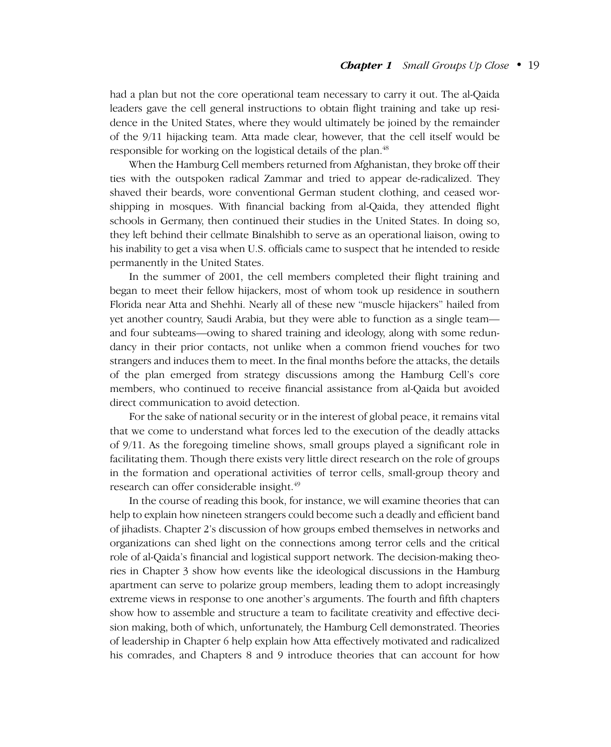had a plan but not the core operational team necessary to carry it out. The al-Qaida leaders gave the cell general instructions to obtain flight training and take up residence in the United States, where they would ultimately be joined by the remainder of the 9/11 hijacking team. Atta made clear, however, that the cell itself would be responsible for working on the logistical details of the plan.[48]

When the Hamburg Cell members returned from Afghanistan, they broke off their ties with the outspoken radical Zammar and tried to appear de-radicalized. They shaved their beards, wore conventional German student clothing, and ceased worshipping in mosques. With financial backing from al-Qaida, they attended flight schools in Germany, then continued their studies in the United States. In doing so, they left behind their cellmate Binalshibh to serve as an operational liaison, owing to his inability to get a visa when U.S. officials came to suspect that he intended to reside permanently in the United States.

In the summer of 2001, the cell members completed their flight training and began to meet their fellow hijackers, most of whom took up residence in southern Florida near Atta and Shehhi. Nearly all of these new "muscle hijackers" hailed from yet another country, Saudi Arabia, but they were able to function as a single team—and four subteams—owing to shared training and ideology, along with some redundancy in their prior contacts, not unlike when a common friend vouches for two strangers and induces them to meet. In the final months before the attacks, the details of the plan emerged from strategy discussions among the Hamburg Cell's core members, who continued to receive financial assistance from al-Qaida but avoided direct communication to avoid detection.

For the sake of national security or in the interest of global peace, it remains vital that we come to understand what forces led to the execution of the deadly attacks of 9/11. As the foregoing timeline shows, small groups played a significant role in facilitating them. Though there exists very little direct research on the role of groups in the formation and operational activities of terror cells, small-group theory and research can offer considerable insight.[49]

In the course of reading this book, for instance, we will examine theories that can help to explain how nineteen strangers could become such a deadly and efficient band of jihadists. Chapter 2's discussion of how groups embed themselves in networks and organizations can shed light on the connections among terror cells and the critical role of al-Qaida's financial and logistical support network. The decision-making theories in Chapter 3 show how events like the ideological discussions in the Hamburg apartment can serve to polarize group members, leading them to adopt increasingly extreme views in response to one another's arguments. The fourth and fifth chapters show how to assemble and structure a team to facilitate creativity and effective decision making, both of which, unfortunately, the Hamburg Cell demonstrated. Theories of leadership in Chapter 6 help explain how Atta effectively motivated and radicalized his comrades, and Chapters 8 and 9 introduce theories that can account for how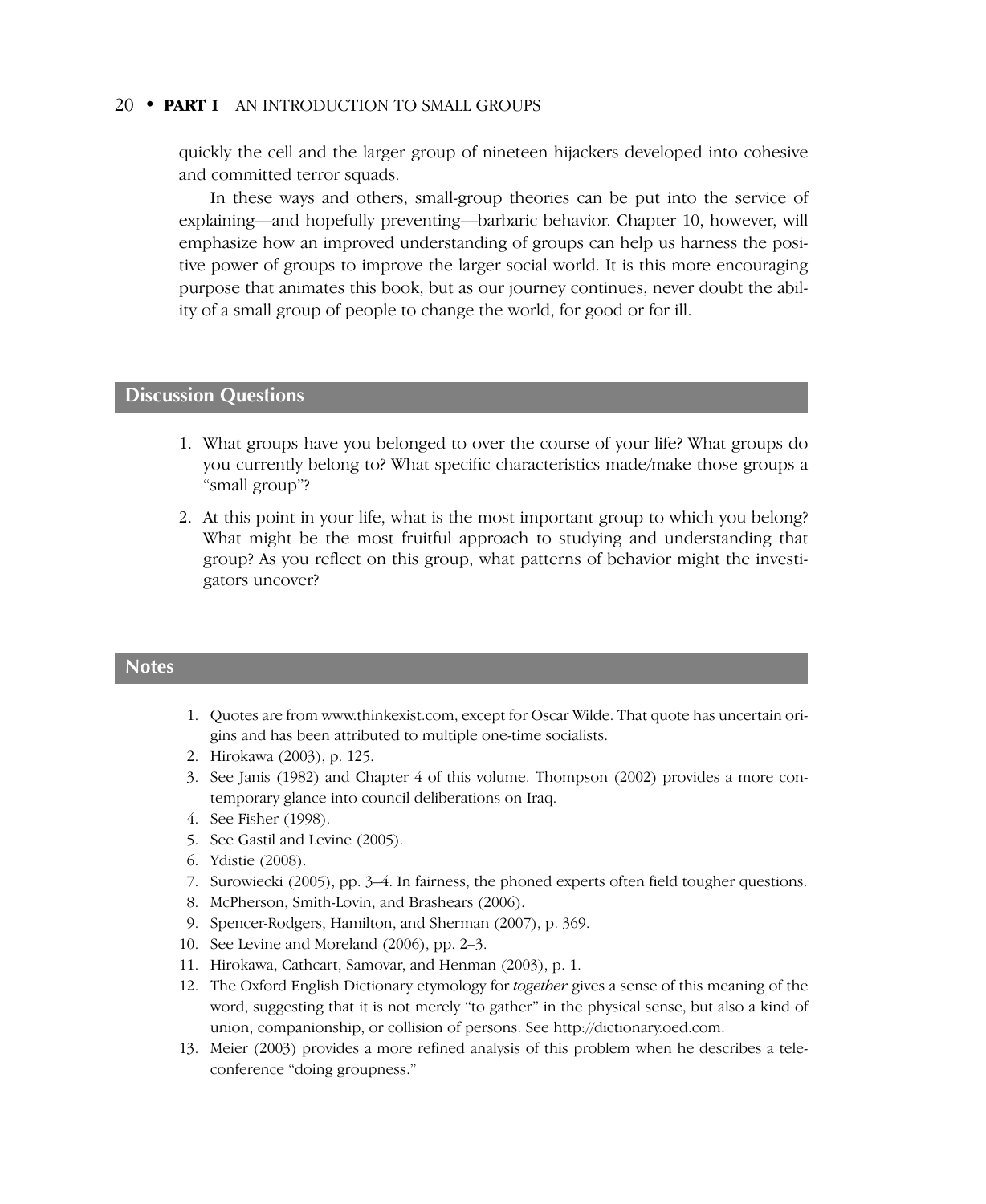quickly the cell and the larger group of nineteen hijackers developed into cohesive and committed terror squads.

In these ways and others, small-group theories can be put into the service of explaining—and hopefully preventing—barbaric behavior. Chapter 10, however, will emphasize how an improved understanding of groups can help us harness the positive power of groups to improve the larger social world. It is this more encouraging purpose that animates this book, but as our journey continues, never doubt the ability of a small group of people to change the world, for good or for ill.

## Discussion Questions

1. What groups have you belonged to over the course of your life? What groups do you currently belong to? What specific characteristics made/make those groups a "small group"?
2. At this point in your life, what is the most important group to which you belong? What might be the most fruitful approach to studying and understanding that group? As you reflect on this group, what patterns of behavior might the investigators uncover?

## Notes

1. Quotes are from www.thinkexist.com, except for Oscar Wilde. That quote has uncertain origins and has been attributed to multiple one-time socialists.
2. Hirokawa (2003), p. 125.
3. See Janis (1982) and Chapter 4 of this volume. Thompson (2002) provides a more contemporary glance into council deliberations on Iraq.
4. See Fisher (1998).
5. See Gastil and Levine (2005).
6. Ydistie (2008).
7. Surowiecki (2005), pp. 3–4. In fairness, the phoned experts often field tougher questions.
8. McPherson, Smith-Lovin, and Brashears (2006).
9. Spencer-Rodgers, Hamilton, and Sherman (2007), p. 369.
10. See Levine and Moreland (2006), pp. 2–3.
11. Hirokawa, Cathcart, Samovar, and Henman (2003), p. 1.
12. The Oxford English Dictionary etymology for *together* gives a sense of this meaning of the word, suggesting that it is not merely "to gather" in the physical sense, but also a kind of union, companionship, or collision of persons. See http://dictionary.oed.com.
13. Meier (2003) provides a more refined analysis of this problem when he describes a teleconference "doing groupness."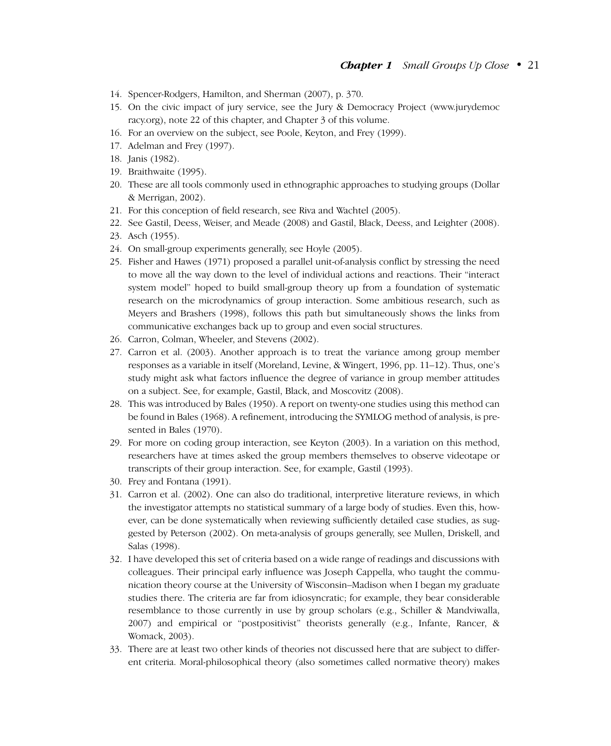14. Spencer-Rodgers, Hamilton, and Sherman (2007), p. 370.
15. On the civic impact of jury service, see the Jury & Democracy Project (www.jurydemocracy.org), note 22 of this chapter, and Chapter 3 of this volume.
16. For an overview on the subject, see Poole, Keyton, and Frey (1999).
17. Adelman and Frey (1997).
18. Janis (1982).
19. Braithwaite (1995).
20. These are all tools commonly used in ethnographic approaches to studying groups (Dollar & Merrigan, 2002).
21. For this conception of field research, see Riva and Wachtel (2005).
22. See Gastil, Deess, Weiser, and Meade (2008) and Gastil, Black, Deess, and Leighter (2008).
23. Asch (1955).
24. On small-group experiments generally, see Hoyle (2005).
25. Fisher and Hawes (1971) proposed a parallel unit-of-analysis conflict by stressing the need to move all the way down to the level of individual actions and reactions. Their "interact system model" hoped to build small-group theory up from a foundation of systematic research on the microdynamics of group interaction. Some ambitious research, such as Meyers and Brashers (1998), follows this path but simultaneously shows the links from communicative exchanges back up to group and even social structures.
26. Carron, Colman, Wheeler, and Stevens (2002).
27. Carron et al. (2003). Another approach is to treat the variance among group member responses as a variable in itself (Moreland, Levine, & Wingert, 1996, pp. 11–12). Thus, one's study might ask what factors influence the degree of variance in group member attitudes on a subject. See, for example, Gastil, Black, and Moscovitz (2008).
28. This was introduced by Bales (1950). A report on twenty-one studies using this method can be found in Bales (1968). A refinement, introducing the SYMLOG method of analysis, is presented in Bales (1970).
29. For more on coding group interaction, see Keyton (2003). In a variation on this method, researchers have at times asked the group members themselves to observe videotape or transcripts of their group interaction. See, for example, Gastil (1993).
30. Frey and Fontana (1991).
31. Carron et al. (2002). One can also do traditional, interpretive literature reviews, in which the investigator attempts no statistical summary of a large body of studies. Even this, however, can be done systematically when reviewing sufficiently detailed case studies, as suggested by Peterson (2002). On meta-analysis of groups generally, see Mullen, Driskell, and Salas (1998).
32. I have developed this set of criteria based on a wide range of readings and discussions with colleagues. Their principal early influence was Joseph Cappella, who taught the communication theory course at the University of Wisconsin–Madison when I began my graduate studies there. The criteria are far from idiosyncratic; for example, they bear considerable resemblance to those currently in use by group scholars (e.g., Schiller & Mandviwalla, 2007) and empirical or "postpositivist" theorists generally (e.g., Infante, Rancer, & Womack, 2003).
33. There are at least two other kinds of theories not discussed here that are subject to different criteria. Moral-philosophical theory (also sometimes called normative theory) makes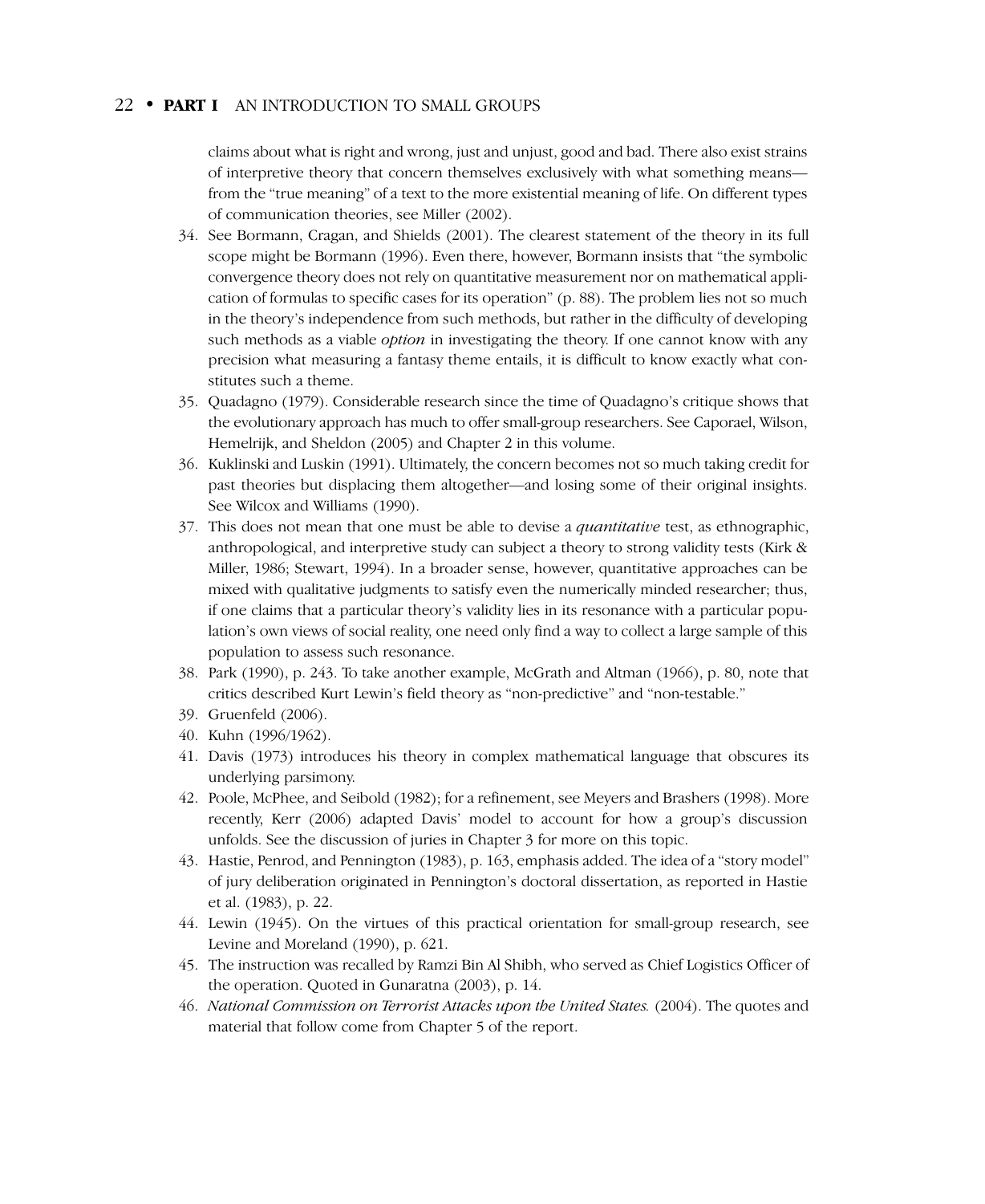claims about what is right and wrong, just and unjust, good and bad. There also exist strains of interpretive theory that concern themselves exclusively with what something means—from the "true meaning" of a text to the more existential meaning of life. On different types of communication theories, see Miller (2002).

34. See Bormann, Cragan, and Shields (2001). The clearest statement of the theory in its full scope might be Bormann (1996). Even there, however, Bormann insists that "the symbolic convergence theory does not rely on quantitative measurement nor on mathematical application of formulas to specific cases for its operation" (p. 88). The problem lies not so much in the theory's independence from such methods, but rather in the difficulty of developing such methods as a viable *option* in investigating the theory. If one cannot know with any precision what measuring a fantasy theme entails, it is difficult to know exactly what constitutes such a theme.
35. Quadagno (1979). Considerable research since the time of Quadagno's critique shows that the evolutionary approach has much to offer small-group researchers. See Caporael, Wilson, Hemelrijk, and Sheldon (2005) and Chapter 2 in this volume.
36. Kuklinski and Luskin (1991). Ultimately, the concern becomes not so much taking credit for past theories but displacing them altogether—and losing some of their original insights. See Wilcox and Williams (1990).
37. This does not mean that one must be able to devise a *quantitative* test, as ethnographic, anthropological, and interpretive study can subject a theory to strong validity tests (Kirk & Miller, 1986; Stewart, 1994). In a broader sense, however, quantitative approaches can be mixed with qualitative judgments to satisfy even the numerically minded researcher; thus, if one claims that a particular theory's validity lies in its resonance with a particular population's own views of social reality, one need only find a way to collect a large sample of this population to assess such resonance.
38. Park (1990), p. 243. To take another example, McGrath and Altman (1966), p. 80, note that critics described Kurt Lewin's field theory as "non-predictive" and "non-testable."
39. Gruenfeld (2006).
40. Kuhn (1996/1962).
41. Davis (1973) introduces his theory in complex mathematical language that obscures its underlying parsimony.
42. Poole, McPhee, and Seibold (1982); for a refinement, see Meyers and Brashers (1998). More recently, Kerr (2006) adapted Davis' model to account for how a group's discussion unfolds. See the discussion of juries in Chapter 3 for more on this topic.
43. Hastie, Penrod, and Pennington (1983), p. 163, emphasis added. The idea of a "story model" of jury deliberation originated in Pennington's doctoral dissertation, as reported in Hastie et al. (1983), p. 22.
44. Lewin (1945). On the virtues of this practical orientation for small-group research, see Levine and Moreland (1990), p. 621.
45. The instruction was recalled by Ramzi Bin Al Shibh, who served as Chief Logistics Officer of the operation. Quoted in Gunaratna (2003), p. 14.
46. *National Commission on Terrorist Attacks upon the United States.* (2004). The quotes and material that follow come from Chapter 5 of the report.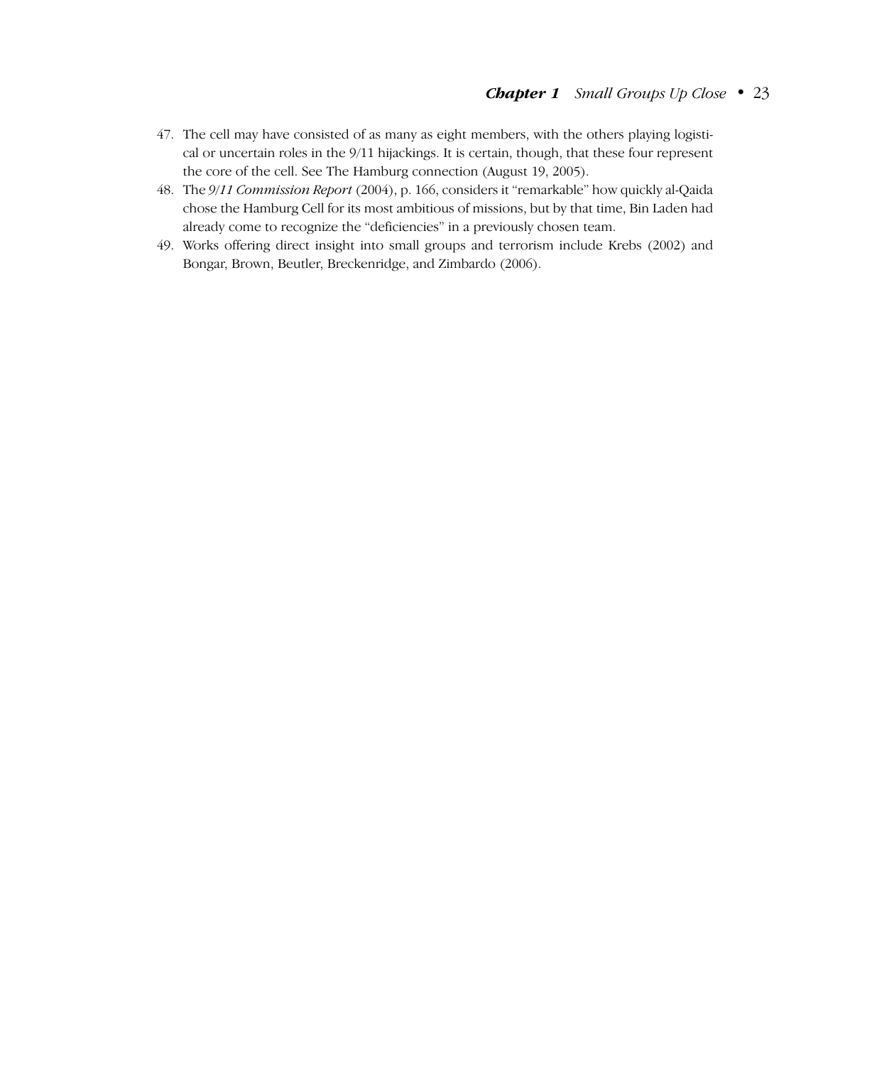47. The cell may have consisted of as many as eight members, with the others playing logistical or uncertain roles in the 9/11 hijackings. It is certain, though, that these four represent the core of the cell. See The Hamburg connection (August 19, 2005).
48. The *9/11 Commission Report* (2004), p. 166, considers it "remarkable" how quickly al-Qaida chose the Hamburg Cell for its most ambitious of missions, but by that time, Bin Laden had already come to recognize the "deficiencies" in a previously chosen team.
49. Works offering direct insight into small groups and terrorism include Krebs (2002) and Bongar, Brown, Beutler, Breckenridge, and Zimbardo (2006).